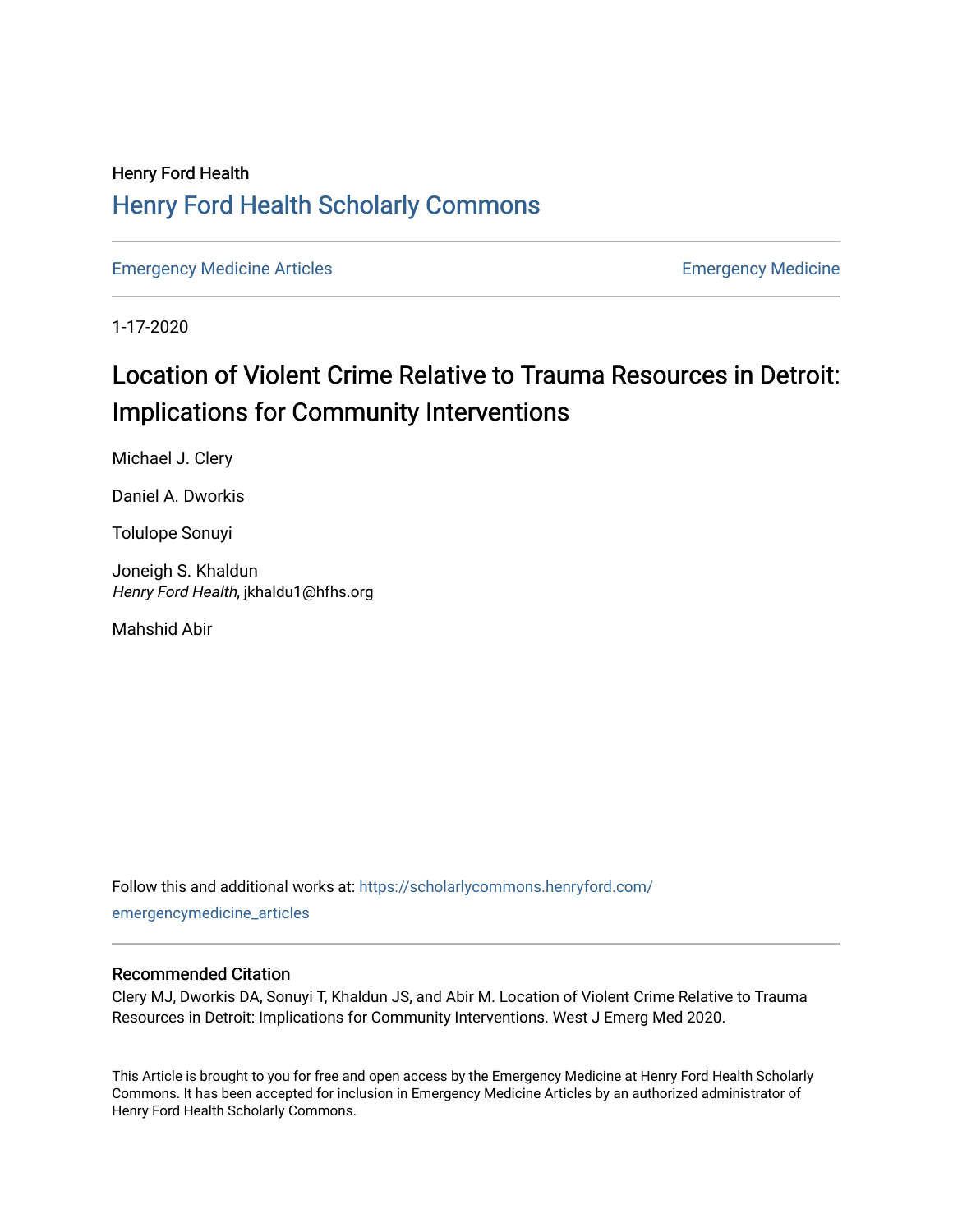Henry Ford Health

# Henry Ford Health Scholarly Commons

Emergency Medicine Articles | Emergency Medicine

1-17-2020

# Location of Violent Crime Relative to Trauma Resources in Detroit: Implications for Community Interventions

Michael J. Clery

Daniel A. Dworkis

Tolulope Sonuyi

Joneigh S. Khaldun
*Henry Ford Health*, jkhaldu1@hfhs.org

Mahshid Abir

Follow this and additional works at: https://scholarlycommons.henryford.com/emergencymedicine_articles

### Recommended Citation

Clery MJ, Dworkis DA, Sonuyi T, Khaldun JS, and Abir M. Location of Violent Crime Relative to Trauma Resources in Detroit: Implications for Community Interventions. West J Emerg Med 2020.

This Article is brought to you for free and open access by the Emergency Medicine at Henry Ford Health Scholarly Commons. It has been accepted for inclusion in Emergency Medicine Articles by an authorized administrator of Henry Ford Health Scholarly Commons.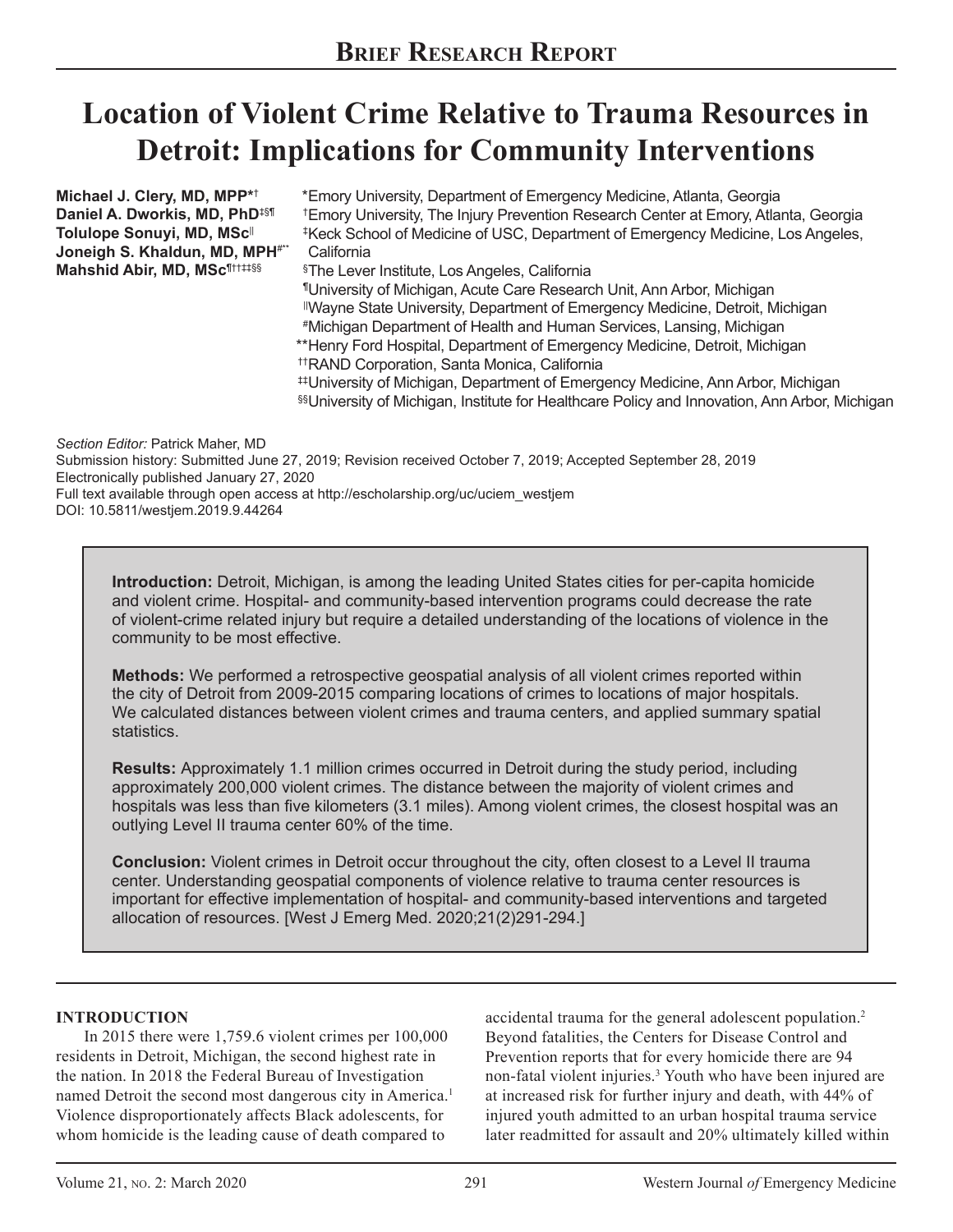## Brief Research Report

# Location of Violent Crime Relative to Trauma Resources in Detroit: Implications for Community Interventions

**Michael J. Clery, MD, MPP**[*†]
**Daniel A. Dworkis, MD, PhD**[‡§¶]
**Tolulope Sonuyi, MD, MSc**[||]
**Joneigh S. Khaldun, MD, MPH**[#**]
**Mahshid Abir, MD, MSc**[¶††‡‡§§]

[*] Emory University, Department of Emergency Medicine, Atlanta, Georgia
[†] Emory University, The Injury Prevention Research Center at Emory, Atlanta, Georgia
[‡] Keck School of Medicine of USC, Department of Emergency Medicine, Los Angeles, California
[§] The Lever Institute, Los Angeles, California
[¶] University of Michigan, Acute Care Research Unit, Ann Arbor, Michigan
[||] Wayne State University, Department of Emergency Medicine, Detroit, Michigan
[#] Michigan Department of Health and Human Services, Lansing, Michigan
[**] Henry Ford Hospital, Department of Emergency Medicine, Detroit, Michigan
[††] RAND Corporation, Santa Monica, California
[‡‡] University of Michigan, Department of Emergency Medicine, Ann Arbor, Michigan
[§§] University of Michigan, Institute for Healthcare Policy and Innovation, Ann Arbor, Michigan

*Section Editor:* Patrick Maher, MD
Submission history: Submitted June 27, 2019; Revision received October 7, 2019; Accepted September 28, 2019
Electronically published January 27, 2020
Full text available through open access at http://escholarship.org/uc/uciem_westjem
DOI: 10.5811/westjem.2019.9.44264

**Introduction:** Detroit, Michigan, is among the leading United States cities for per-capita homicide and violent crime. Hospital- and community-based intervention programs could decrease the rate of violent-crime related injury but require a detailed understanding of the locations of violence in the community to be most effective.

**Methods:** We performed a retrospective geospatial analysis of all violent crimes reported within the city of Detroit from 2009-2015 comparing locations of crimes to locations of major hospitals. We calculated distances between violent crimes and trauma centers, and applied summary spatial statistics.

**Results:** Approximately 1.1 million crimes occurred in Detroit during the study period, including approximately 200,000 violent crimes. The distance between the majority of violent crimes and hospitals was less than five kilometers (3.1 miles). Among violent crimes, the closest hospital was an outlying Level II trauma center 60% of the time.

**Conclusion:** Violent crimes in Detroit occur throughout the city, often closest to a Level II trauma center. Understanding geospatial components of violence relative to trauma center resources is important for effective implementation of hospital- and community-based interventions and targeted allocation of resources. [West J Emerg Med. 2020;21(2)291-294.]

## INTRODUCTION

In 2015 there were 1,759.6 violent crimes per 100,000 residents in Detroit, Michigan, the second highest rate in the nation. In 2018 the Federal Bureau of Investigation named Detroit the second most dangerous city in America.[1] Violence disproportionately affects Black adolescents, for whom homicide is the leading cause of death compared to accidental trauma for the general adolescent population.[2] Beyond fatalities, the Centers for Disease Control and Prevention reports that for every homicide there are 94 non-fatal violent injuries.[3] Youth who have been injured are at increased risk for further injury and death, with 44% of injured youth admitted to an urban hospital trauma service later readmitted for assault and 20% ultimately killed within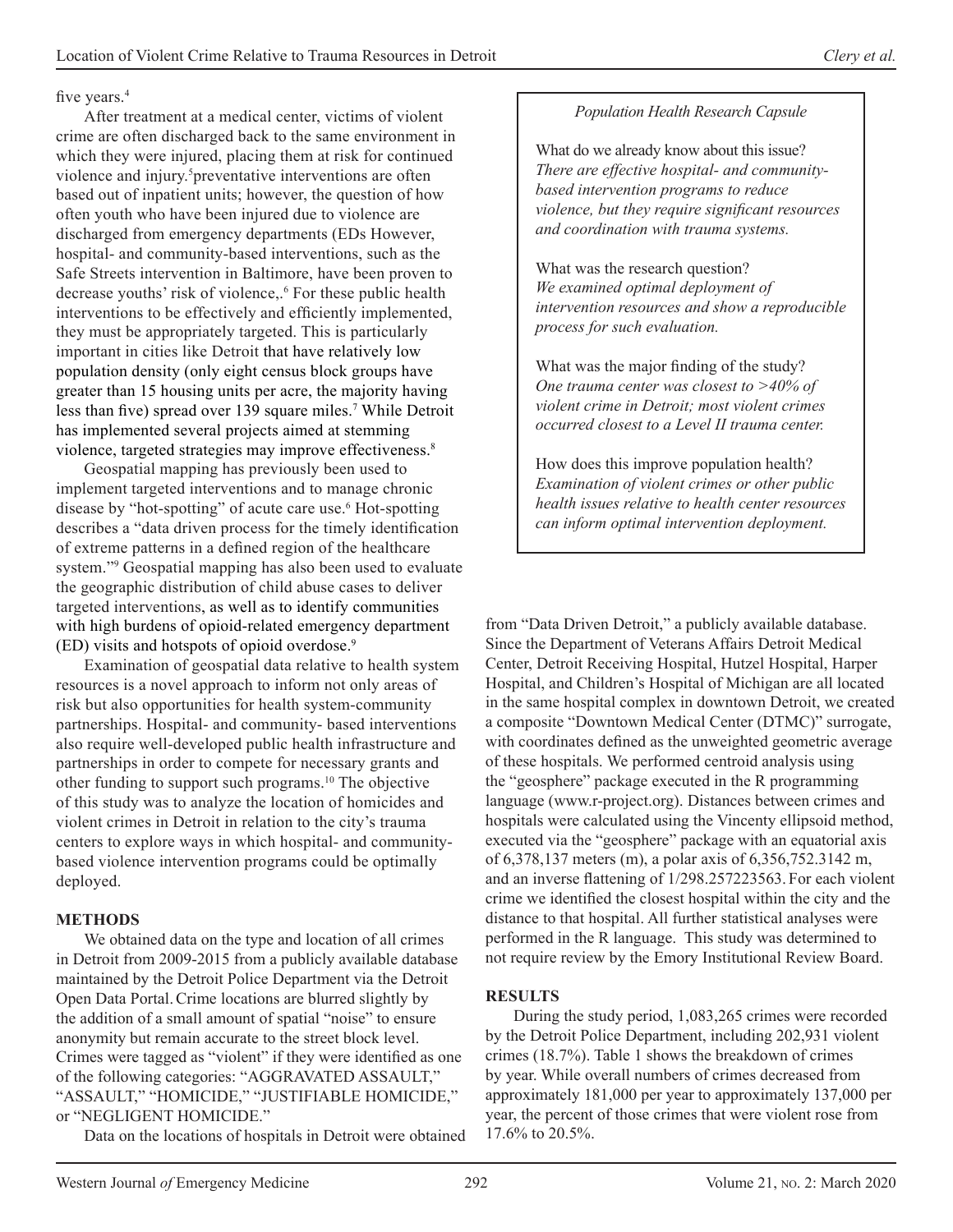five years.[4]

After treatment at a medical center, victims of violent crime are often discharged back to the same environment in which they were injured, placing them at risk for continued violence and injury.[5]preventative interventions are often based out of inpatient units; however, the question of how often youth who have been injured due to violence are discharged from emergency departments (EDs However, hospital- and community-based interventions, such as the Safe Streets intervention in Baltimore, have been proven to decrease youths' risk of violence,.[6] For these public health interventions to be effectively and efficiently implemented, they must be appropriately targeted. This is particularly important in cities like Detroit that have relatively low population density (only eight census block groups have greater than 15 housing units per acre, the majority having less than five) spread over 139 square miles.[7] While Detroit has implemented several projects aimed at stemming violence, targeted strategies may improve effectiveness.[8]

Geospatial mapping has previously been used to implement targeted interventions and to manage chronic disease by "hot-spotting" of acute care use.[6] Hot-spotting describes a "data driven process for the timely identification of extreme patterns in a defined region of the healthcare system."[9] Geospatial mapping has also been used to evaluate the geographic distribution of child abuse cases to deliver targeted interventions, as well as to identify communities with high burdens of opioid-related emergency department (ED) visits and hotspots of opioid overdose.[9]

Examination of geospatial data relative to health system resources is a novel approach to inform not only areas of risk but also opportunities for health system-community partnerships. Hospital- and community- based interventions also require well-developed public health infrastructure and partnerships in order to compete for necessary grants and other funding to support such programs.[10] The objective of this study was to analyze the location of homicides and violent crimes in Detroit in relation to the city's trauma centers to explore ways in which hospital- and community-based violence intervention programs could be optimally deployed.

## METHODS

We obtained data on the type and location of all crimes in Detroit from 2009-2015 from a publicly available database maintained by the Detroit Police Department via the Detroit Open Data Portal. Crime locations are blurred slightly by the addition of a small amount of spatial "noise" to ensure anonymity but remain accurate to the street block level. Crimes were tagged as "violent" if they were identified as one of the following categories: "AGGRAVATED ASSAULT," "ASSAULT," "HOMICIDE," "JUSTIFIABLE HOMICIDE," or "NEGLIGENT HOMICIDE."

Data on the locations of hospitals in Detroit were obtained from "Data Driven Detroit," a publicly available database. Since the Department of Veterans Affairs Detroit Medical Center, Detroit Receiving Hospital, Hutzel Hospital, Harper Hospital, and Children's Hospital of Michigan are all located in the same hospital complex in downtown Detroit, we created a composite "Downtown Medical Center (DTMC)" surrogate, with coordinates defined as the unweighted geometric average of these hospitals. We performed centroid analysis using the "geosphere" package executed in the R programming language (www.r-project.org). Distances between crimes and hospitals were calculated using the Vincenty ellipsoid method, executed via the "geosphere" package with an equatorial axis of 6,378,137 meters (m), a polar axis of 6,356,752.3142 m, and an inverse flattening of 1/298.257223563. For each violent crime we identified the closest hospital within the city and the distance to that hospital. All further statistical analyses were performed in the R language. This study was determined to not require review by the Emory Institutional Review Board.

> *Population Health Research Capsule*
>
> What do we already know about this issue?
> *There are effective hospital- and community-based intervention programs to reduce violence, but they require significant resources and coordination with trauma systems.*
>
> What was the research question?
> *We examined optimal deployment of intervention resources and show a reproducible process for such evaluation.*
>
> What was the major finding of the study?
> *One trauma center was closest to >40% of violent crime in Detroit; most violent crimes occurred closest to a Level II trauma center.*
>
> How does this improve population health?
> *Examination of violent crimes or other public health issues relative to health center resources can inform optimal intervention deployment.*

## RESULTS

During the study period, 1,083,265 crimes were recorded by the Detroit Police Department, including 202,931 violent crimes (18.7%). Table 1 shows the breakdown of crimes by year. While overall numbers of crimes decreased from approximately 181,000 per year to approximately 137,000 per year, the percent of those crimes that were violent rose from 17.6% to 20.5%.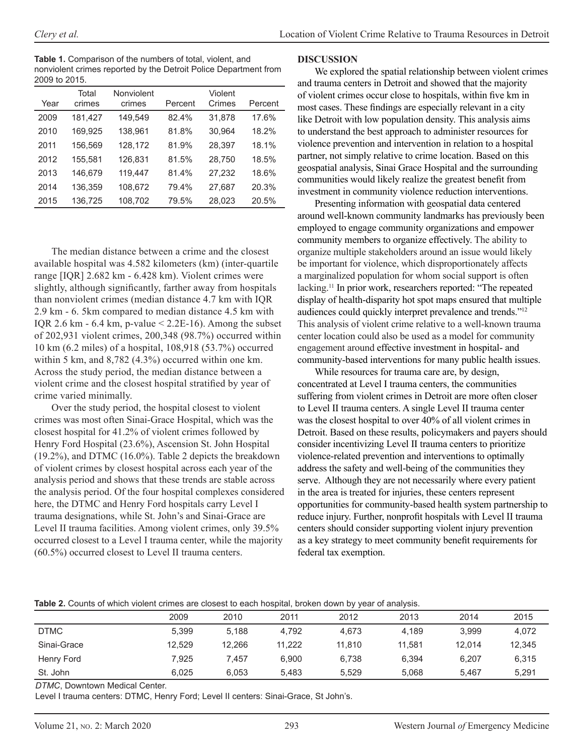**Table 1.** Comparison of the numbers of total, violent, and nonviolent crimes reported by the Detroit Police Department from 2009 to 2015.

| Year | Total crimes | Nonviolent crimes | Percent | Violent Crimes | Percent |
|---|---|---|---|---|---|
| 2009 | 181,427 | 149,549 | 82.4% | 31,878 | 17.6% |
| 2010 | 169,925 | 138,961 | 81.8% | 30,964 | 18.2% |
| 2011 | 156,569 | 128,172 | 81.9% | 28,397 | 18.1% |
| 2012 | 155,581 | 126,831 | 81.5% | 28,750 | 18.5% |
| 2013 | 146,679 | 119,447 | 81.4% | 27,232 | 18.6% |
| 2014 | 136,359 | 108,672 | 79.4% | 27,687 | 20.3% |
| 2015 | 136,725 | 108,702 | 79.5% | 28,023 | 20.5% |

The median distance between a crime and the closest available hospital was 4.582 kilometers (km) (inter-quartile range [IQR] 2.682 km - 6.428 km). Violent crimes were slightly, although significantly, farther away from hospitals than nonviolent crimes (median distance 4.7 km with IQR 2.9 km - 6. 5km compared to median distance 4.5 km with IQR 2.6 km - 6.4 km, p-value < 2.2E-16). Among the subset of 202,931 violent crimes, 200,348 (98.7%) occurred within 10 km (6.2 miles) of a hospital, 108,918 (53.7%) occurred within 5 km, and 8,782 (4.3%) occurred within one km. Across the study period, the median distance between a violent crime and the closest hospital stratified by year of crime varied minimally.

Over the study period, the hospital closest to violent crimes was most often Sinai-Grace Hospital, which was the closest hospital for 41.2% of violent crimes followed by Henry Ford Hospital (23.6%), Ascension St. John Hospital (19.2%), and DTMC (16.0%). Table 2 depicts the breakdown of violent crimes by closest hospital across each year of the analysis period and shows that these trends are stable across the analysis period. Of the four hospital complexes considered here, the DTMC and Henry Ford hospitals carry Level I trauma designations, while St. John's and Sinai-Grace are Level II trauma facilities. Among violent crimes, only 39.5% occurred closest to a Level I trauma center, while the majority (60.5%) occurred closest to Level II trauma centers.

## DISCUSSION

We explored the spatial relationship between violent crimes and trauma centers in Detroit and showed that the majority of violent crimes occur close to hospitals, within five km in most cases. These findings are especially relevant in a city like Detroit with low population density. This analysis aims to understand the best approach to administer resources for violence prevention and intervention in relation to a hospital partner, not simply relative to crime location. Based on this geospatial analysis, Sinai Grace Hospital and the surrounding communities would likely realize the greatest benefit from investment in community violence reduction interventions.

Presenting information with geospatial data centered around well-known community landmarks has previously been employed to engage community organizations and empower community members to organize effectively. The ability to organize multiple stakeholders around an issue would likely be important for violence, which disproportionately affects a marginalized population for whom social support is often lacking.[11] In prior work, researchers reported: "The repeated display of health-disparity hot spot maps ensured that multiple audiences could quickly interpret prevalence and trends."[12] This analysis of violent crime relative to a well-known trauma center location could also be used as a model for community engagement around effective investment in hospital- and community-based interventions for many public health issues.

While resources for trauma care are, by design, concentrated at Level I trauma centers, the communities suffering from violent crimes in Detroit are more often closer to Level II trauma centers. A single Level II trauma center was the closest hospital to over 40% of all violent crimes in Detroit. Based on these results, policymakers and payers should consider incentivizing Level II trauma centers to prioritize violence-related prevention and interventions to optimally address the safety and well-being of the communities they serve. Although they are not necessarily where every patient in the area is treated for injuries, these centers represent opportunities for community-based health system partnership to reduce injury. Further, nonprofit hospitals with Level II trauma centers should consider supporting violent injury prevention as a key strategy to meet community benefit requirements for federal tax exemption.

**Table 2.** Counts of which violent crimes are closest to each hospital, broken down by year of analysis.

| | 2009 | 2010 | 2011 | 2012 | 2013 | 2014 | 2015 |
|---|---|---|---|---|---|---|---|
| DTMC | 5,399 | 5,188 | 4,792 | 4,673 | 4,189 | 3,999 | 4,072 |
| Sinai-Grace | 12,529 | 12,266 | 11,222 | 11,810 | 11,581 | 12,014 | 12,345 |
| Henry Ford | 7,925 | 7,457 | 6,900 | 6,738 | 6,394 | 6,207 | 6,315 |
| St. John | 6,025 | 6,053 | 5,483 | 5,529 | 5,068 | 5,467 | 5,291 |

*DTMC*, Downtown Medical Center.

Level I trauma centers: DTMC, Henry Ford; Level II centers: Sinai-Grace, St John's.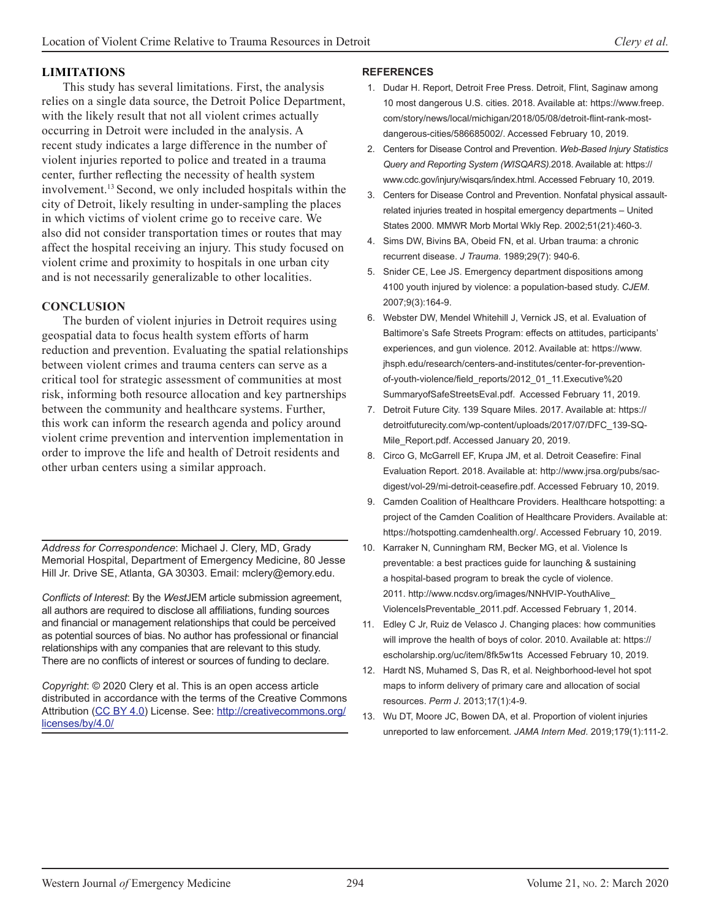## LIMITATIONS

This study has several limitations. First, the analysis relies on a single data source, the Detroit Police Department, with the likely result that not all violent crimes actually occurring in Detroit were included in the analysis. A recent study indicates a large difference in the number of violent injuries reported to police and treated in a trauma center, further reflecting the necessity of health system involvement.[13] Second, we only included hospitals within the city of Detroit, likely resulting in under-sampling the places in which victims of violent crime go to receive care. We also did not consider transportation times or routes that may affect the hospital receiving an injury. This study focused on violent crime and proximity to hospitals in one urban city and is not necessarily generalizable to other localities.

## CONCLUSION

The burden of violent injuries in Detroit requires using geospatial data to focus health system efforts of harm reduction and prevention. Evaluating the spatial relationships between violent crimes and trauma centers can serve as a critical tool for strategic assessment of communities at most risk, informing both resource allocation and key partnerships between the community and healthcare systems. Further, this work can inform the research agenda and policy around violent crime prevention and intervention implementation in order to improve the life and health of Detroit residents and other urban centers using a similar approach.

*Address for Correspondence*: Michael J. Clery, MD, Grady Memorial Hospital, Department of Emergency Medicine, 80 Jesse Hill Jr. Drive SE, Atlanta, GA 30303. Email: mclery@emory.edu.

*Conflicts of Interest*: By the *West*JEM article submission agreement, all authors are required to disclose all affiliations, funding sources and financial or management relationships that could be perceived as potential sources of bias. No author has professional or financial relationships with any companies that are relevant to this study. There are no conflicts of interest or sources of funding to declare.

*Copyright*: © 2020 Clery et al. This is an open access article distributed in accordance with the terms of the Creative Commons Attribution (CC BY 4.0) License. See: http://creativecommons.org/licenses/by/4.0/

## REFERENCES

1. Dudar H. Report, Detroit Free Press. Detroit, Flint, Saginaw among 10 most dangerous U.S. cities. 2018. Available at: https://www.freep.com/story/news/local/michigan/2018/05/08/detroit-flint-rank-most-dangerous-cities/586685002/. Accessed February 10, 2019.
2. Centers for Disease Control and Prevention. *Web-Based Injury Statistics Query and Reporting System (WISQARS).*2018. Available at: https://www.cdc.gov/injury/wisqars/index.html. Accessed February 10, 2019.
3. Centers for Disease Control and Prevention. Nonfatal physical assault-related injuries treated in hospital emergency departments – United States 2000. MMWR Morb Mortal Wkly Rep. 2002;51(21):460-3.
4. Sims DW, Bivins BA, Obeid FN, et al. Urban trauma: a chronic recurrent disease. *J Trauma.* 1989;29(7): 940-6.
5. Snider CE, Lee JS. Emergency department dispositions among 4100 youth injured by violence: a population-based study. *CJEM*. 2007;9(3):164-9.
6. Webster DW, Mendel Whitehill J, Vernick JS, et al. Evaluation of Baltimore's Safe Streets Program: effects on attitudes, participants' experiences, and gun violence. 2012. Available at: https://www.jhsph.edu/research/centers-and-institutes/center-for-prevention-of-youth-violence/field_reports/2012_01_11.Executive%20SummaryofSafeStreetsEval.pdf. Accessed February 11, 2019.
7. Detroit Future City. 139 Square Miles. 2017. Available at: https://detroitfuturecity.com/wp-content/uploads/2017/07/DFC_139-SQ-Mile_Report.pdf. Accessed January 20, 2019.
8. Circo G, McGarrell EF, Krupa JM, et al. Detroit Ceasefire: Final Evaluation Report. 2018. Available at: http://www.jrsa.org/pubs/sac-digest/vol-29/mi-detroit-ceasefire.pdf. Accessed February 10, 2019.
9. Camden Coalition of Healthcare Providers. Healthcare hotspotting: a project of the Camden Coalition of Healthcare Providers. Available at: https://hotspotting.camdenhealth.org/. Accessed February 10, 2019.
10. Karraker N, Cunningham RM, Becker MG, et al. Violence Is preventable: a best practices guide for launching & sustaining a hospital-based program to break the cycle of violence. 2011. http://www.ncdsv.org/images/NNHVIP-YouthAlive_ViolenceIsPreventable_2011.pdf. Accessed February 1, 2014.
11. Edley C Jr, Ruiz de Velasco J. Changing places: how communities will improve the health of boys of color. 2010. Available at: https://escholarship.org/uc/item/8fk5w1ts Accessed February 10, 2019.
12. Hardt NS, Muhamed S, Das R, et al. Neighborhood-level hot spot maps to inform delivery of primary care and allocation of social resources. *Perm J*. 2013;17(1):4-9.
13. Wu DT, Moore JC, Bowen DA, et al. Proportion of violent injuries unreported to law enforcement. *JAMA Intern Med*. 2019;179(1):111-2.